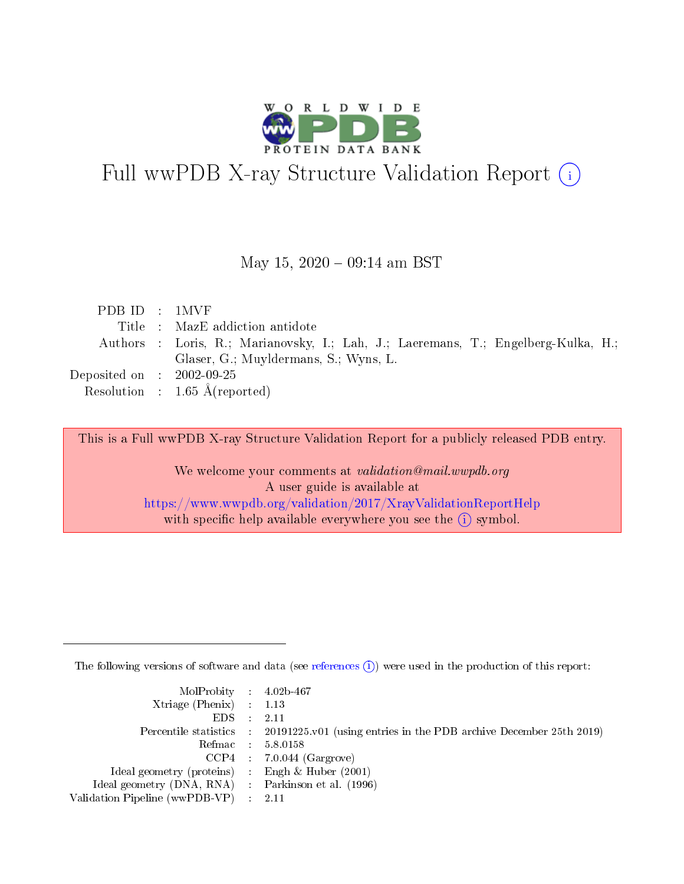# Full wwPDB X-ray Structure Validation Report (i)

May 15, 2020 – 09:14 am BST

|  |  |  |
|---|---|---|
| PDB ID | : | 1MVF |
| Title | : | MazE addiction antidote |
| Authors | : | Loris, R.; Marianovsky, I.; Lah, J.; Laeremans, T.; Engelberg-Kulka, H.; Glaser, G.; Muyldermans, S.; Wyns, L. |
| Deposited on | : | 2002-09-25 |
| Resolution | : | 1.65 Å(reported) |

This is a Full wwPDB X-ray Structure Validation Report for a publicly released PDB entry.

We welcome your comments at *validation@mail.wwpdb.org*
A user guide is available at
https://www.wwpdb.org/validation/2017/XrayValidationReportHelp
with specific help available everywhere you see the (i) symbol.

---

The following versions of software and data (see references (i)) were used in the production of this report:

|  |  |  |
|---|---|---|
| MolProbity | : | 4.02b-467 |
| Xtriage (Phenix) | : | 1.13 |
| EDS | : | 2.11 |
| Percentile statistics | : | 20191225.v01 (using entries in the PDB archive December 25th 2019) |
| Refmac | : | 5.8.0158 |
| CCP4 | : | 7.0.044 (Gargrove) |
| Ideal geometry (proteins) | : | Engh & Huber (2001) |
| Ideal geometry (DNA, RNA) | : | Parkinson et al. (1996) |
| Validation Pipeline (wwPDB-VP) | : | 2.11 |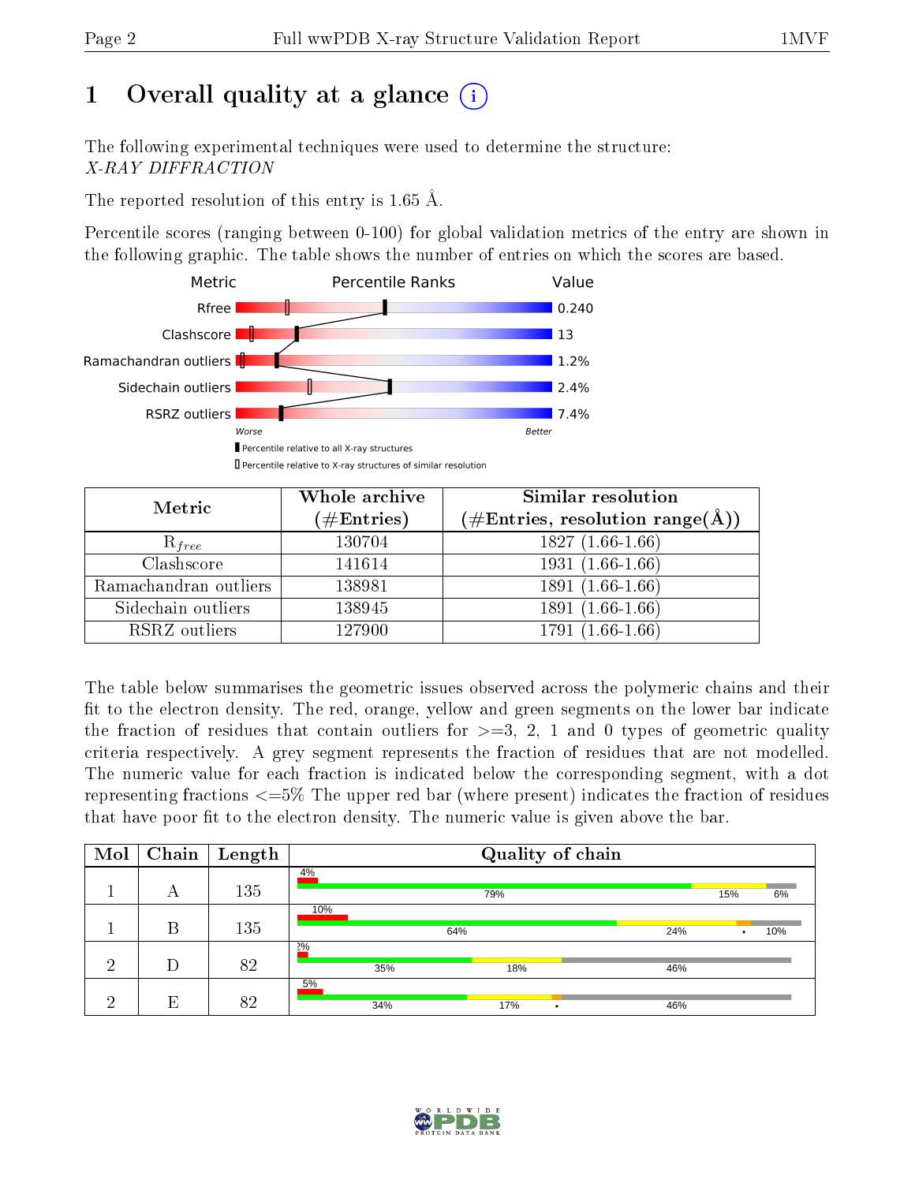# 1 Overall quality at a glance

The following experimental techniques were used to determine the structure:
*X-RAY DIFFRACTION*

The reported resolution of this entry is 1.65 Å.

Percentile scores (ranging between 0-100) for global validation metrics of the entry are shown in the following graphic. The table shows the number of entries on which the scores are based.

| Metric | Value |
|---|---|
| Rfree | 0.240 |
| Clashscore | 13 |
| Ramachandran outliers | 1.2% |
| Sidechain outliers | 2.4% |
| RSRZ outliers | 7.4% |

Worse — Better

▮ Percentile relative to all X-ray structures
▯ Percentile relative to X-ray structures of similar resolution

| Metric | Whole archive (#Entries) | Similar resolution (#Entries, resolution range(Å)) |
|---|---|---|
| $R_{free}$ | 130704 | 1827 (1.66-1.66) |
| Clashscore | 141614 | 1931 (1.66-1.66) |
| Ramachandran outliers | 138981 | 1891 (1.66-1.66) |
| Sidechain outliers | 138945 | 1891 (1.66-1.66) |
| RSRZ outliers | 127900 | 1791 (1.66-1.66) |

The table below summarises the geometric issues observed across the polymeric chains and their fit to the electron density. The red, orange, yellow and green segments on the lower bar indicate the fraction of residues that contain outliers for >=3, 2, 1 and 0 types of geometric quality criteria respectively. A grey segment represents the fraction of residues that are not modelled. The numeric value for each fraction is indicated below the corresponding segment, with a dot representing fractions <=5% The upper red bar (where present) indicates the fraction of residues that have poor fit to the electron density. The numeric value is given above the bar.

| Mol | Chain | Length | Quality of chain |
|---|---|---|---|
| 1 | A | 135 | 4%; 79% · 15% · 6% |
| 1 | B | 135 | 10%; 64% · 24% · • · 10% |
| 2 | D | 82 | 2%; 35% · 18% · 46% |
| 2 | E | 82 | 5%; 34% · 17% · • · 46% |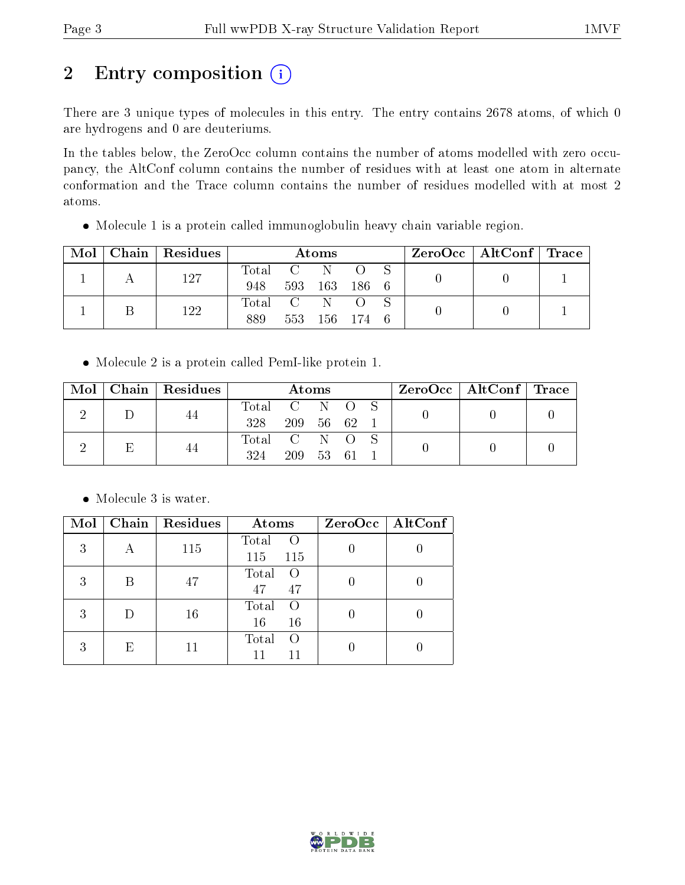# 2 Entry composition

There are 3 unique types of molecules in this entry. The entry contains 2678 atoms, of which 0 are hydrogens and 0 are deuteriums.

In the tables below, the ZeroOcc column contains the number of atoms modelled with zero occupancy, the AltConf column contains the number of residues with at least one atom in alternate conformation and the Trace column contains the number of residues modelled with at most 2 atoms.

- Molecule 1 is a protein called immunoglobulin heavy chain variable region.

| Mol | Chain | Residues | Atoms | | | | | ZeroOcc | AltConf | Trace |
|---|---|---|---|---|---|---|---|---|---|---|
| 1 | A | 127 | Total 948 | C 593 | N 163 | O 186 | S 6 | 0 | 0 | 1 |
| 1 | B | 122 | Total 889 | C 553 | N 156 | O 174 | S 6 | 0 | 0 | 1 |

- Molecule 2 is a protein called PemI-like protein 1.

| Mol | Chain | Residues | Atoms | | | | | ZeroOcc | AltConf | Trace |
|---|---|---|---|---|---|---|---|---|---|---|
| 2 | D | 44 | Total 328 | C 209 | N 56 | O 62 | S 1 | 0 | 0 | 0 |
| 2 | E | 44 | Total 324 | C 209 | N 53 | O 61 | S 1 | 0 | 0 | 0 |

- Molecule 3 is water.

| Mol | Chain | Residues | Atoms | | ZeroOcc | AltConf |
|---|---|---|---|---|---|---|
| 3 | A | 115 | Total 115 | O 115 | 0 | 0 |
| 3 | B | 47 | Total 47 | O 47 | 0 | 0 |
| 3 | D | 16 | Total 16 | O 16 | 0 | 0 |
| 3 | E | 11 | Total 11 | O 11 | 0 | 0 |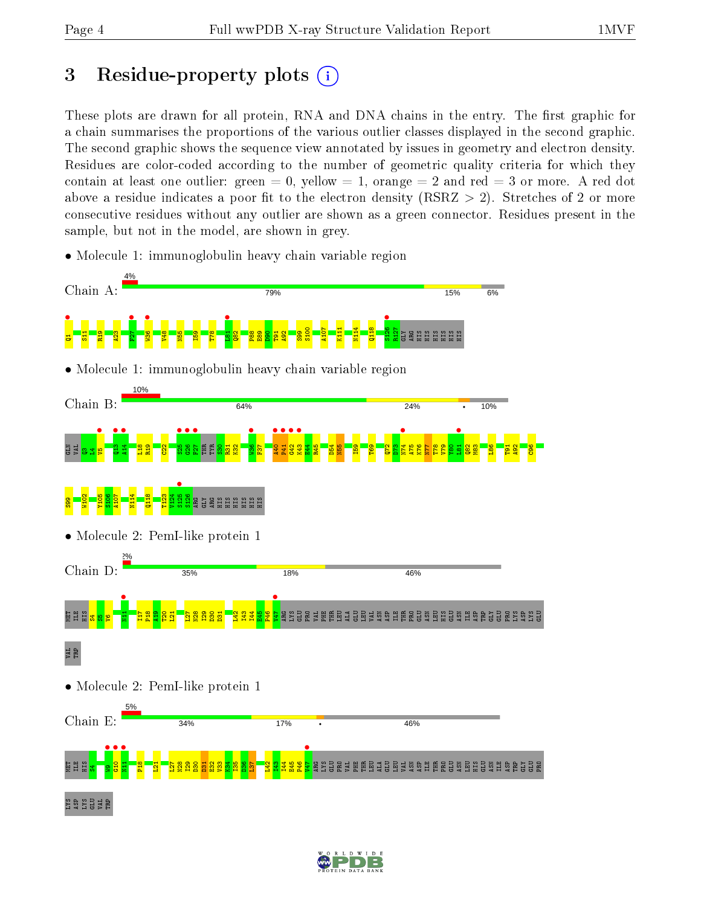# 3 Residue-property plots

These plots are drawn for all protein, RNA and DNA chains in the entry. The first graphic for a chain summarises the proportions of the various outlier classes displayed in the second graphic. The second graphic shows the sequence view annotated by issues in geometry and electron density. Residues are color-coded according to the number of geometric quality criteria for which they contain at least one outlier: green = 0, yellow = 1, orange = 2 and red = 3 or more. A red dot above a residue indicates a poor fit to the electron density (RSRZ > 2). Stretches of 2 or more consecutive residues without any outlier are shown as a green connector. Residues present in the sample, but not in the model, are shown in grey.

- Molecule 1: immunoglobulin heavy chain variable region

Chain A: 4% | 79% | 15% | 6%

Q1 S11 R19 A23 F27 W36 V48 N55 I59 T78 L81 Q82 P88 E89 D90 T91 A92 S99 S100 A107 K111 N114 Q118 S126 R127 GLY ARG HIS HIS HIS HIS HIS HIS

- Molecule 1: immunoglobulin heavy chain variable region

Chain B: 10% | 64% | 24% | • | 10%

GLN VAL Q3 L4 V5 Q13 A14 L18 R19 C22 S25 G26 F27 THR TYR S30 R31 K32 W36 F37 A40 P41 G42 K43 E44 R45 D54 N55 I59 T69 Q72 D73 N74 A75 K76 N77 T78 V79 Y80 L81 Q82 M83 L86 T91 A92 C96 S99 W102 Y105 S106 A107 N114 Q118 T123 V124 S125 S126 ARG GLY ARG HIS HIS HIS HIS HIS HIS

- Molecule 2: PemI-like protein 1

Chain D: 2% | 35% | 18% | 46%

MET ILE HIS S4 S5 V6 N11 I17 P18 A19 T20 L21 L27 N28 I29 D30 D31 L42 I43 I44 E45 P46 V47 ARG LYS GLU PRO VAL PHE THR LEU ALA GLU LEU VAL ASN ASP ILE THR PRO GLU ASN LEU HIS GLU ASN ILE ASP TRP GLY GLU PRO LYS ASP LYS GLU VAL TRP

- Molecule 2: PemI-like protein 1

Chain E: 5% | 34% | 17% | • | 46%

MET ILE HIS S4 W9 G10 N11 P18 L21 L27 N28 I29 D30 D31 E32 T33 K34 I35 D36 L37 L42 I43 I44 E45 P46 V47 ARG LYS GLU PRO VAL PHE THR LEU ALA GLU LEU VAL ASN ASP ILE THR PRO GLU ASN LEU HIS GLU ASN ILE ASP TRP GLY GLU PRO LYS ASP LYS GLU VAL TRP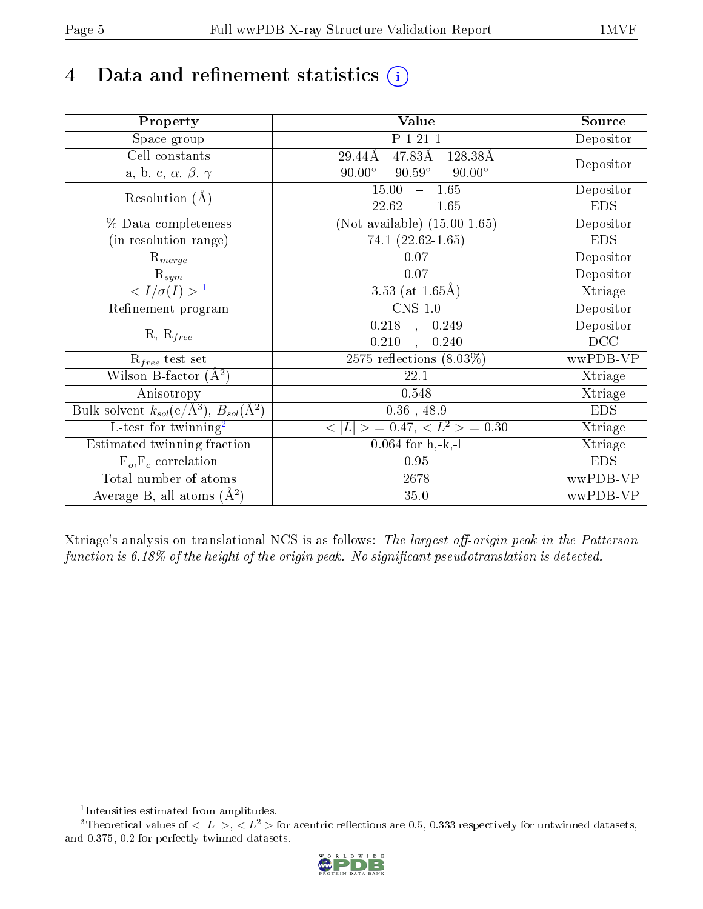# 4 Data and refinement statistics (i)

| Property | Value | Source |
|---|---|---|
| Space group | P 1 21 1 | Depositor |
| Cell constants<br>a, b, c, $\alpha$, $\beta$, $\gamma$ | 29.44Å 47.83Å 128.38Å<br>90.00° 90.59° 90.00° | Depositor |
| Resolution (Å) | 15.00 – 1.65<br>22.62 – 1.65 | Depositor<br>EDS |
| % Data completeness<br>(in resolution range) | (Not available) (15.00-1.65)<br>74.1 (22.62-1.65) | Depositor<br>EDS |
| $R_{merge}$ | 0.07 | Depositor |
| $R_{sym}$ | 0.07 | Depositor |
| $< I/\sigma(I) >$ [1] | 3.53 (at 1.65Å) | Xtriage |
| Refinement program | CNS 1.0 | Depositor |
| R, $R_{free}$ | 0.218 , 0.249<br>0.210 , 0.240 | Depositor<br>DCC |
| $R_{free}$ test set | 2575 reflections (8.03%) | wwPDB-VP |
| Wilson B-factor (Å$^2$) | 22.1 | Xtriage |
| Anisotropy | 0.548 | Xtriage |
| Bulk solvent $k_{sol}$(e/Å$^3$), $B_{sol}$(Å$^2$) | 0.36 , 48.9 | EDS |
| L-test for twinning[2] | $< \|L\| >$ = 0.47, $< L^2 >$ = 0.30 | Xtriage |
| Estimated twinning fraction | 0.064 for h,-k,-l | Xtriage |
| $F_o$,$F_c$ correlation | 0.95 | EDS |
| Total number of atoms | 2678 | wwPDB-VP |
| Average B, all atoms (Å$^2$) | 35.0 | wwPDB-VP |

Xtriage's analysis on translational NCS is as follows: *The largest off-origin peak in the Patterson function is 6.18% of the height of the origin peak. No significant pseudotranslation is detected.*

[1] Intensities estimated from amplitudes.

[2] Theoretical values of $< |L| >$, $< L^2 >$ for acentric reflections are 0.5, 0.333 respectively for untwinned datasets, and 0.375, 0.2 for perfectly twinned datasets.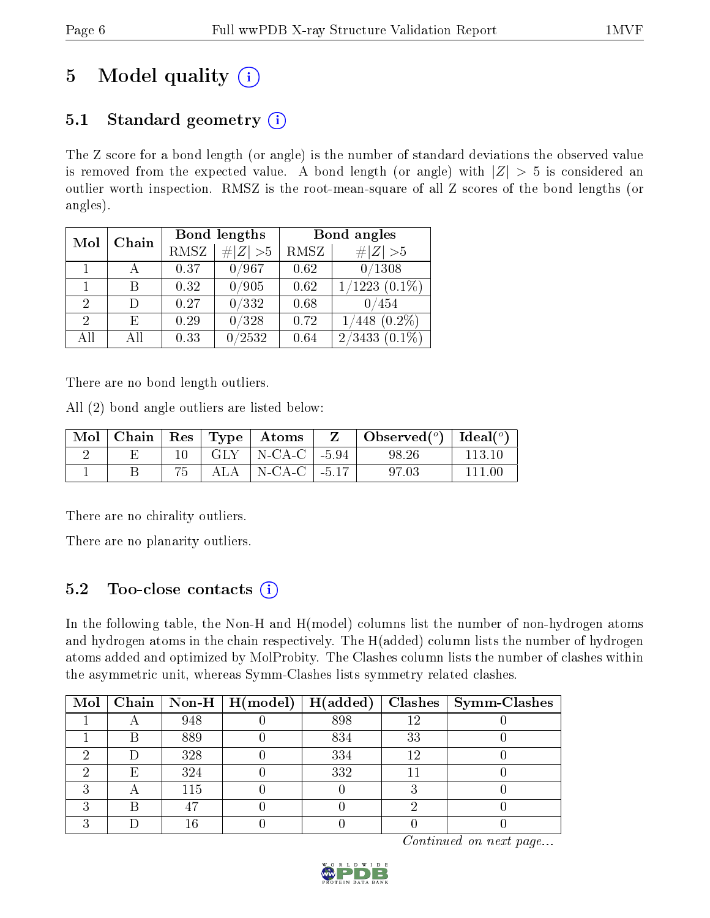# 5 Model quality (i)

## 5.1 Standard geometry (i)

The Z score for a bond length (or angle) is the number of standard deviations the observed value is removed from the expected value. A bond length (or angle) with $|Z| > 5$ is considered an outlier worth inspection. RMSZ is the root-mean-square of all Z scores of the bond lengths (or angles).

| Mol | Chain | Bond lengths | | Bond angles | |
|---|---|---|---|---|---|
| | | RMSZ | #\|Z\| >5 | RMSZ | #\|Z\| >5 |
| 1 | A | 0.37 | 0/967 | 0.62 | 0/1308 |
| 1 | B | 0.32 | 0/905 | 0.62 | 1/1223 (0.1%) |
| 2 | D | 0.27 | 0/332 | 0.68 | 0/454 |
| 2 | E | 0.29 | 0/328 | 0.72 | 1/448 (0.2%) |
| All | All | 0.33 | 0/2532 | 0.64 | 2/3433 (0.1%) |

There are no bond length outliers.

All (2) bond angle outliers are listed below:

| Mol | Chain | Res | Type | Atoms | Z | Observed(°) | Ideal(°) |
|---|---|---|---|---|---|---|---|
| 2 | E | 10 | GLY | N-CA-C | -5.94 | 98.26 | 113.10 |
| 1 | B | 75 | ALA | N-CA-C | -5.17 | 97.03 | 111.00 |

There are no chirality outliers.

There are no planarity outliers.

## 5.2 Too-close contacts (i)

In the following table, the Non-H and H(model) columns list the number of non-hydrogen atoms and hydrogen atoms in the chain respectively. The H(added) column lists the number of hydrogen atoms added and optimized by MolProbity. The Clashes column lists the number of clashes within the asymmetric unit, whereas Symm-Clashes lists symmetry related clashes.

| Mol | Chain | Non-H | H(model) | H(added) | Clashes | Symm-Clashes |
|---|---|---|---|---|---|---|
| 1 | A | 948 | 0 | 898 | 12 | 0 |
| 1 | B | 889 | 0 | 834 | 33 | 0 |
| 2 | D | 328 | 0 | 334 | 12 | 0 |
| 2 | E | 324 | 0 | 332 | 11 | 0 |
| 3 | A | 115 | 0 | 0 | 3 | 0 |
| 3 | B | 47 | 0 | 0 | 2 | 0 |
| 3 | D | 16 | 0 | 0 | 0 | 0 |

*Continued on next page...*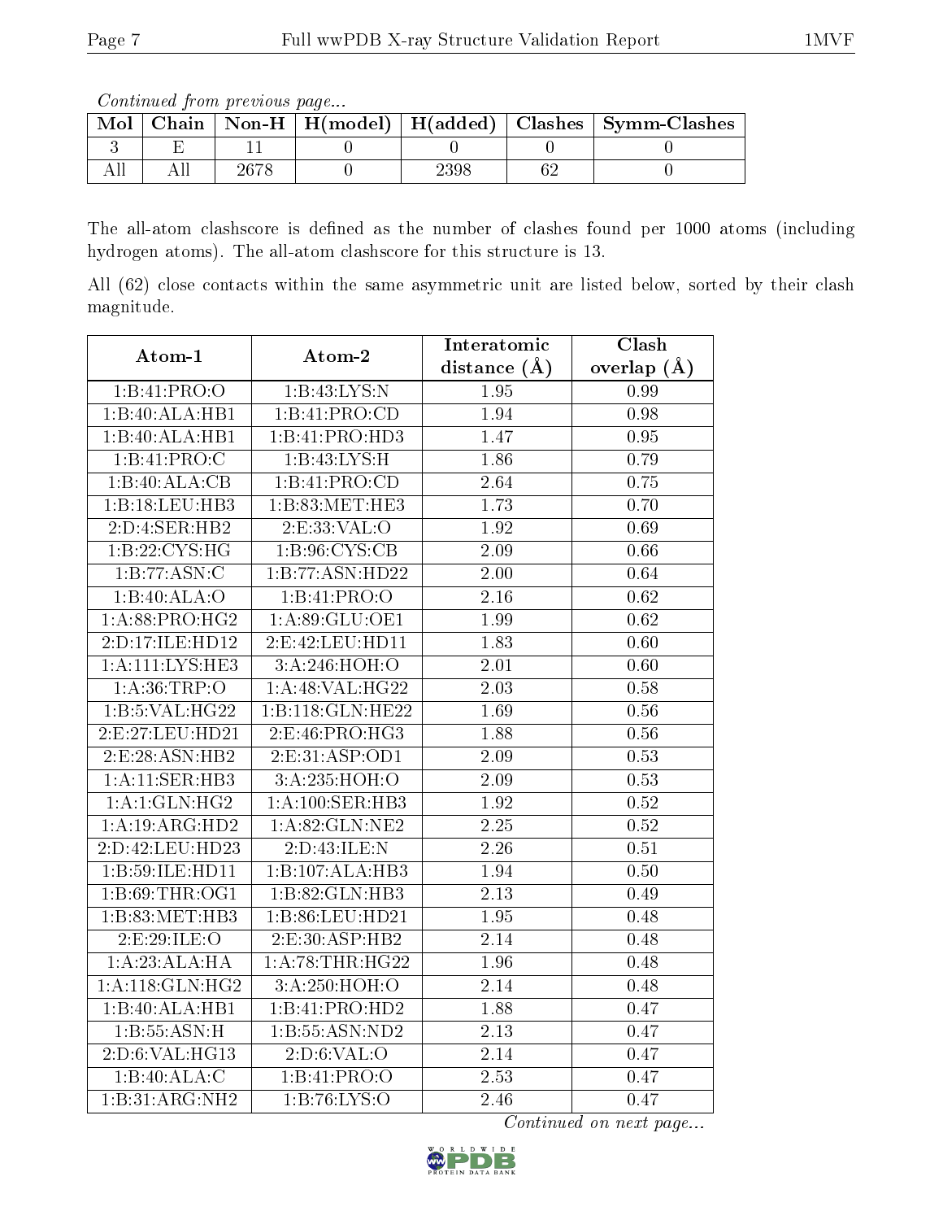*Continued from previous page...*

| Mol | Chain | Non-H | H(model) | H(added) | Clashes | Symm-Clashes |
|---|---|---|---|---|---|---|
| 3 | E | 11 | 0 | 0 | 0 | 0 |
| All | All | 2678 | 0 | 2398 | 62 | 0 |

The all-atom clashscore is defined as the number of clashes found per 1000 atoms (including hydrogen atoms). The all-atom clashscore for this structure is 13.

All (62) close contacts within the same asymmetric unit are listed below, sorted by their clash magnitude.

| Atom-1 | Atom-2 | Interatomic distance (Å) | Clash overlap (Å) |
|---|---|---|---|
| 1:B:41:PRO:O | 1:B:43:LYS:N | 1.95 | 0.99 |
| 1:B:40:ALA:HB1 | 1:B:41:PRO:CD | 1.94 | 0.98 |
| 1:B:40:ALA:HB1 | 1:B:41:PRO:HD3 | 1.47 | 0.95 |
| 1:B:41:PRO:C | 1:B:43:LYS:H | 1.86 | 0.79 |
| 1:B:40:ALA:CB | 1:B:41:PRO:CD | 2.64 | 0.75 |
| 1:B:18:LEU:HB3 | 1:B:83:MET:HE3 | 1.73 | 0.70 |
| 2:D:4:SER:HB2 | 2:E:33:VAL:O | 1.92 | 0.69 |
| 1:B:22:CYS:HG | 1:B:96:CYS:CB | 2.09 | 0.66 |
| 1:B:77:ASN:C | 1:B:77:ASN:HD22 | 2.00 | 0.64 |
| 1:B:40:ALA:O | 1:B:41:PRO:O | 2.16 | 0.62 |
| 1:A:88:PRO:HG2 | 1:A:89:GLU:OE1 | 1.99 | 0.62 |
| 2:D:17:ILE:HD12 | 2:E:42:LEU:HD11 | 1.83 | 0.60 |
| 1:A:111:LYS:HE3 | 3:A:246:HOH:O | 2.01 | 0.60 |
| 1:A:36:TRP:O | 1:A:48:VAL:HG22 | 2.03 | 0.58 |
| 1:B:5:VAL:HG22 | 1:B:118:GLN:HE22 | 1.69 | 0.56 |
| 2:E:27:LEU:HD21 | 2:E:46:PRO:HG3 | 1.88 | 0.56 |
| 2:E:28:ASN:HB2 | 2:E:31:ASP:OD1 | 2.09 | 0.53 |
| 1:A:11:SER:HB3 | 3:A:235:HOH:O | 2.09 | 0.53 |
| 1:A:1:GLN:HG2 | 1:A:100:SER:HB3 | 1.92 | 0.52 |
| 1:A:19:ARG:HD2 | 1:A:82:GLN:NE2 | 2.25 | 0.52 |
| 2:D:42:LEU:HD23 | 2:D:43:ILE:N | 2.26 | 0.51 |
| 1:B:59:ILE:HD11 | 1:B:107:ALA:HB3 | 1.94 | 0.50 |
| 1:B:69:THR:OG1 | 1:B:82:GLN:HB3 | 2.13 | 0.49 |
| 1:B:83:MET:HB3 | 1:B:86:LEU:HD21 | 1.95 | 0.48 |
| 2:E:29:ILE:O | 2:E:30:ASP:HB2 | 2.14 | 0.48 |
| 1:A:23:ALA:HA | 1:A:78:THR:HG22 | 1.96 | 0.48 |
| 1:A:118:GLN:HG2 | 3:A:250:HOH:O | 2.14 | 0.48 |
| 1:B:40:ALA:HB1 | 1:B:41:PRO:HD2 | 1.88 | 0.47 |
| 1:B:55:ASN:H | 1:B:55:ASN:ND2 | 2.13 | 0.47 |
| 2:D:6:VAL:HG13 | 2:D:6:VAL:O | 2.14 | 0.47 |
| 1:B:40:ALA:C | 1:B:41:PRO:O | 2.53 | 0.47 |
| 1:B:31:ARG:NH2 | 1:B:76:LYS:O | 2.46 | 0.47 |

*Continued on next page...*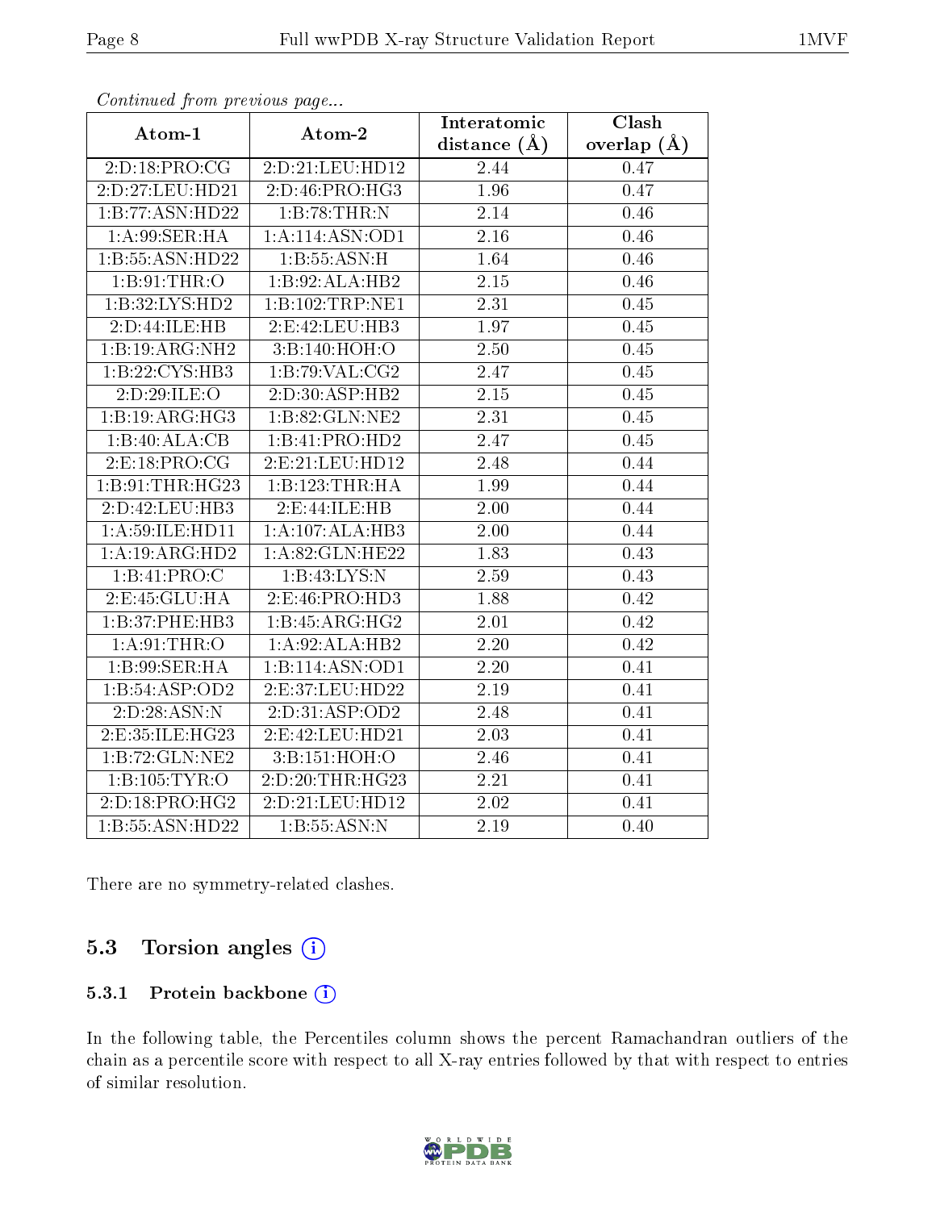*Continued from previous page...*

| Atom-1 | Atom-2 | Interatomic distance (Å) | Clash overlap (Å) |
|---|---|---|---|
| 2:D:18:PRO:CG | 2:D:21:LEU:HD12 | 2.44 | 0.47 |
| 2:D:27:LEU:HD21 | 2:D:46:PRO:HG3 | 1.96 | 0.47 |
| 1:B:77:ASN:HD22 | 1:B:78:THR:N | 2.14 | 0.46 |
| 1:A:99:SER:HA | 1:A:114:ASN:OD1 | 2.16 | 0.46 |
| 1:B:55:ASN:HD22 | 1:B:55:ASN:H | 1.64 | 0.46 |
| 1:B:91:THR:O | 1:B:92:ALA:HB2 | 2.15 | 0.46 |
| 1:B:32:LYS:HD2 | 1:B:102:TRP:NE1 | 2.31 | 0.45 |
| 2:D:44:ILE:HB | 2:E:42:LEU:HB3 | 1.97 | 0.45 |
| 1:B:19:ARG:NH2 | 3:B:140:HOH:O | 2.50 | 0.45 |
| 1:B:22:CYS:HB3 | 1:B:79:VAL:CG2 | 2.47 | 0.45 |
| 2:D:29:ILE:O | 2:D:30:ASP:HB2 | 2.15 | 0.45 |
| 1:B:19:ARG:HG3 | 1:B:82:GLN:NE2 | 2.31 | 0.45 |
| 1:B:40:ALA:CB | 1:B:41:PRO:HD2 | 2.47 | 0.45 |
| 2:E:18:PRO:CG | 2:E:21:LEU:HD12 | 2.48 | 0.44 |
| 1:B:91:THR:HG23 | 1:B:123:THR:HA | 1.99 | 0.44 |
| 2:D:42:LEU:HB3 | 2:E:44:ILE:HB | 2.00 | 0.44 |
| 1:A:59:ILE:HD11 | 1:A:107:ALA:HB3 | 2.00 | 0.44 |
| 1:A:19:ARG:HD2 | 1:A:82:GLN:HE22 | 1.83 | 0.43 |
| 1:B:41:PRO:C | 1:B:43:LYS:N | 2.59 | 0.43 |
| 2:E:45:GLU:HA | 2:E:46:PRO:HD3 | 1.88 | 0.42 |
| 1:B:37:PHE:HB3 | 1:B:45:ARG:HG2 | 2.01 | 0.42 |
| 1:A:91:THR:O | 1:A:92:ALA:HB2 | 2.20 | 0.42 |
| 1:B:99:SER:HA | 1:B:114:ASN:OD1 | 2.20 | 0.41 |
| 1:B:54:ASP:OD2 | 2:E:37:LEU:HD22 | 2.19 | 0.41 |
| 2:D:28:ASN:N | 2:D:31:ASP:OD2 | 2.48 | 0.41 |
| 2:E:35:ILE:HG23 | 2:E:42:LEU:HD21 | 2.03 | 0.41 |
| 1:B:72:GLN:NE2 | 3:B:151:HOH:O | 2.46 | 0.41 |
| 1:B:105:TYR:O | 2:D:20:THR:HG23 | 2.21 | 0.41 |
| 2:D:18:PRO:HG2 | 2:D:21:LEU:HD12 | 2.02 | 0.41 |
| 1:B:55:ASN:HD22 | 1:B:55:ASN:N | 2.19 | 0.40 |

There are no symmetry-related clashes.

## 5.3 Torsion angles

### 5.3.1 Protein backbone

In the following table, the Percentiles column shows the percent Ramachandran outliers of the chain as a percentile score with respect to all X-ray entries followed by that with respect to entries of similar resolution.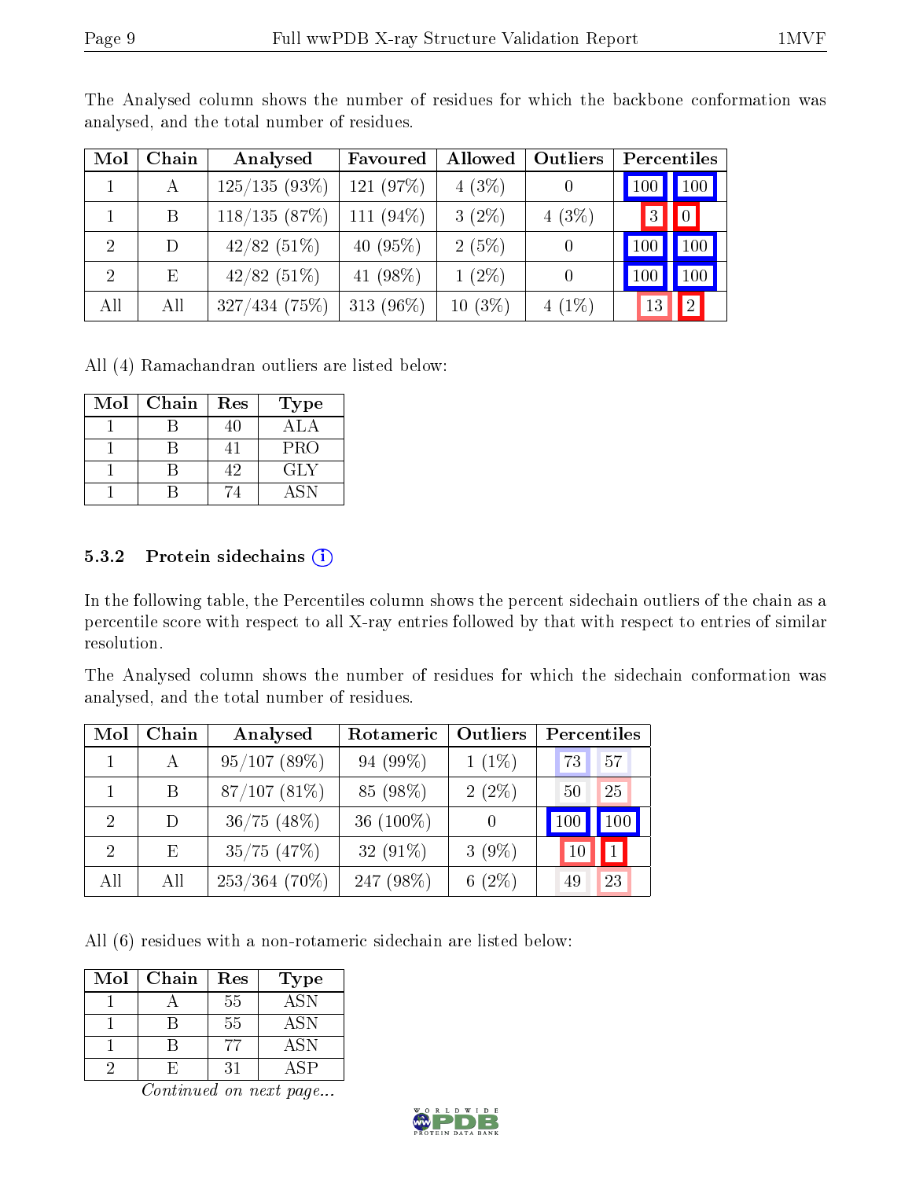The Analysed column shows the number of residues for which the backbone conformation was analysed, and the total number of residues.

| Mol | Chain | Analysed | Favoured | Allowed | Outliers | Percentiles | |
|---|---|---|---|---|---|---|---|
| 1 | A | 125/135 (93%) | 121 (97%) | 4 (3%) | 0 | 100 | 100 |
| 1 | B | 118/135 (87%) | 111 (94%) | 3 (2%) | 4 (3%) | 3 | 0 |
| 2 | D | 42/82 (51%) | 40 (95%) | 2 (5%) | 0 | 100 | 100 |
| 2 | E | 42/82 (51%) | 41 (98%) | 1 (2%) | 0 | 100 | 100 |
| All | All | 327/434 (75%) | 313 (96%) | 10 (3%) | 4 (1%) | 13 | 2 |

All (4) Ramachandran outliers are listed below:

| Mol | Chain | Res | Type |
|---|---|---|---|
| 1 | B | 40 | ALA |
| 1 | B | 41 | PRO |
| 1 | B | 42 | GLY |
| 1 | B | 74 | ASN |

### 5.3.2 Protein sidechains

In the following table, the Percentiles column shows the percent sidechain outliers of the chain as a percentile score with respect to all X-ray entries followed by that with respect to entries of similar resolution.

The Analysed column shows the number of residues for which the sidechain conformation was analysed, and the total number of residues.

| Mol | Chain | Analysed | Rotameric | Outliers | Percentiles | |
|---|---|---|---|---|---|---|
| 1 | A | 95/107 (89%) | 94 (99%) | 1 (1%) | 73 | 57 |
| 1 | B | 87/107 (81%) | 85 (98%) | 2 (2%) | 50 | 25 |
| 2 | D | 36/75 (48%) | 36 (100%) | 0 | 100 | 100 |
| 2 | E | 35/75 (47%) | 32 (91%) | 3 (9%) | 10 | 1 |
| All | All | 253/364 (70%) | 247 (98%) | 6 (2%) | 49 | 23 |

All (6) residues with a non-rotameric sidechain are listed below:

| Mol | Chain | Res | Type |
|---|---|---|---|
| 1 | A | 55 | ASN |
| 1 | B | 55 | ASN |
| 1 | B | 77 | ASN |
| 2 | E | 31 | ASP |

*Continued on next page...*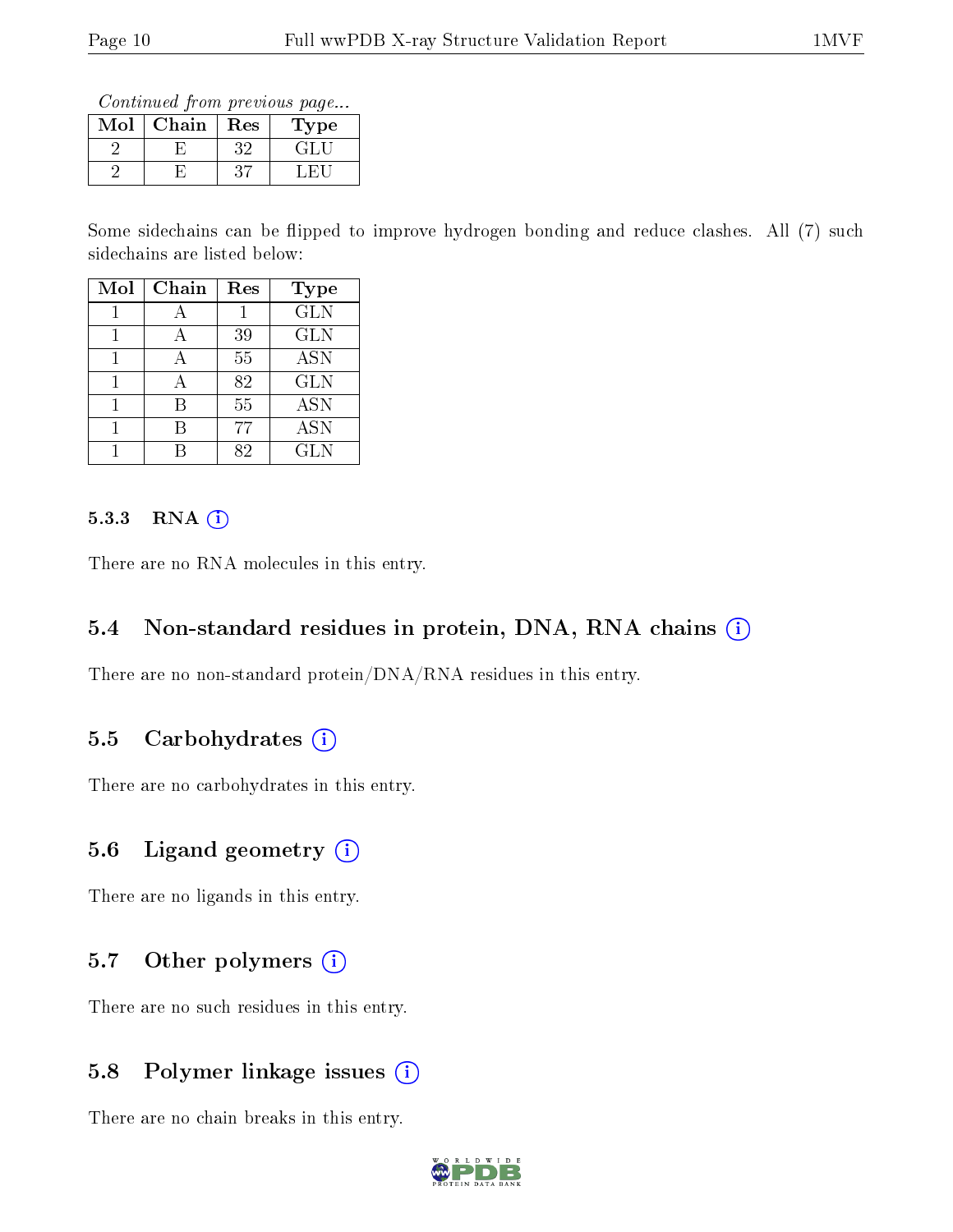*Continued from previous page...*

| Mol | Chain | Res | Type |
|---|---|---|---|
| 2 | E | 32 | GLU |
| 2 | E | 37 | LEU |

Some sidechains can be flipped to improve hydrogen bonding and reduce clashes. All (7) such sidechains are listed below:

| Mol | Chain | Res | Type |
|---|---|---|---|
| 1 | A | 1 | GLN |
| 1 | A | 39 | GLN |
| 1 | A | 55 | ASN |
| 1 | A | 82 | GLN |
| 1 | B | 55 | ASN |
| 1 | B | 77 | ASN |
| 1 | B | 82 | GLN |

#### 5.3.3 RNA

There are no RNA molecules in this entry.

### 5.4 Non-standard residues in protein, DNA, RNA chains

There are no non-standard protein/DNA/RNA residues in this entry.

### 5.5 Carbohydrates

There are no carbohydrates in this entry.

### 5.6 Ligand geometry

There are no ligands in this entry.

### 5.7 Other polymers

There are no such residues in this entry.

### 5.8 Polymer linkage issues

There are no chain breaks in this entry.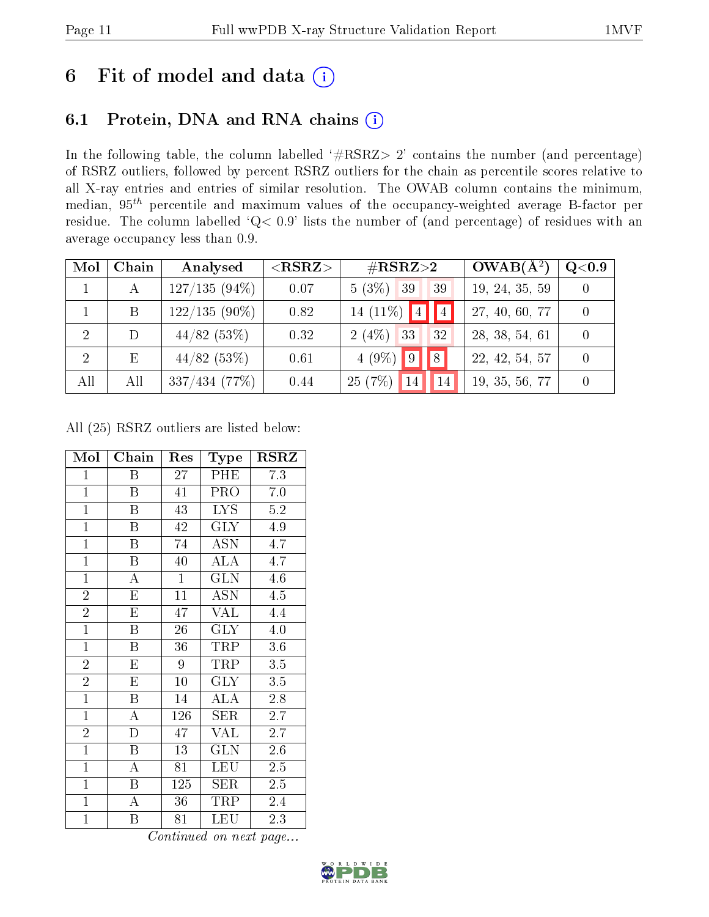# 6 Fit of model and data

## 6.1 Protein, DNA and RNA chains

In the following table, the column labelled '#RSRZ> 2' contains the number (and percentage) of RSRZ outliers, followed by percent RSRZ outliers for the chain as percentile scores relative to all X-ray entries and entries of similar resolution. The OWAB column contains the minimum, median, $95^{th}$ percentile and maximum values of the occupancy-weighted average B-factor per residue. The column labelled 'Q< 0.9' lists the number of (and percentage) of residues with an average occupancy less than 0.9.

| Mol | Chain | Analysed | <RSRZ> | #RSRZ>2 | | | OWAB(Å²) | Q<0.9 |
|---|---|---|---|---|---|---|---|---|
| 1 | A | 127/135 (94%) | 0.07 | 5 (3%) | 39 | 39 | 19, 24, 35, 59 | 0 |
| 1 | B | 122/135 (90%) | 0.82 | 14 (11%) | 4 | 4 | 27, 40, 60, 77 | 0 |
| 2 | D | 44/82 (53%) | 0.32 | 2 (4%) | 33 | 32 | 28, 38, 54, 61 | 0 |
| 2 | E | 44/82 (53%) | 0.61 | 4 (9%) | 9 | 8 | 22, 42, 54, 57 | 0 |
| All | All | 337/434 (77%) | 0.44 | 25 (7%) | 14 | 14 | 19, 35, 56, 77 | 0 |

All (25) RSRZ outliers are listed below:

| Mol | Chain | Res | Type | RSRZ |
|---|---|---|---|---|
| 1 | B | 27 | PHE | 7.3 |
| 1 | B | 41 | PRO | 7.0 |
| 1 | B | 43 | LYS | 5.2 |
| 1 | B | 42 | GLY | 4.9 |
| 1 | B | 74 | ASN | 4.7 |
| 1 | B | 40 | ALA | 4.7 |
| 1 | A | 1 | GLN | 4.6 |
| 2 | E | 11 | ASN | 4.5 |
| 2 | E | 47 | VAL | 4.4 |
| 1 | B | 26 | GLY | 4.0 |
| 1 | B | 36 | TRP | 3.6 |
| 2 | E | 9 | TRP | 3.5 |
| 2 | E | 10 | GLY | 3.5 |
| 1 | B | 14 | ALA | 2.8 |
| 1 | A | 126 | SER | 2.7 |
| 2 | D | 47 | VAL | 2.7 |
| 1 | B | 13 | GLN | 2.6 |
| 1 | A | 81 | LEU | 2.5 |
| 1 | B | 125 | SER | 2.5 |
| 1 | A | 36 | TRP | 2.4 |
| 1 | B | 81 | LEU | 2.3 |

*Continued on next page...*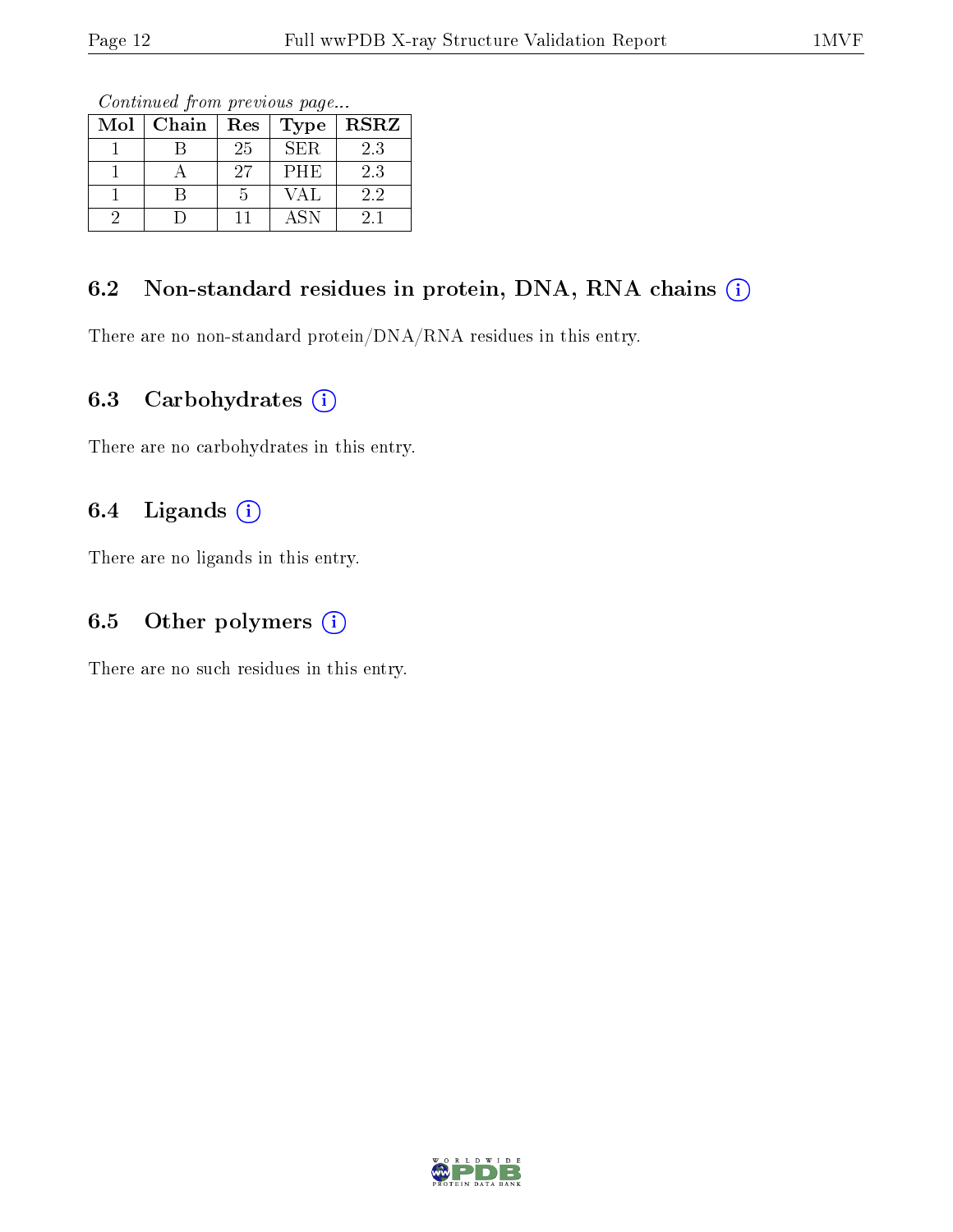*Continued from previous page...*

| Mol | Chain | Res | Type | RSRZ |
|---|---|---|---|---|
| 1 | B | 25 | SER | 2.3 |
| 1 | A | 27 | PHE | 2.3 |
| 1 | B | 5 | VAL | 2.2 |
| 2 | D | 11 | ASN | 2.1 |

### 6.2 Non-standard residues in protein, DNA, RNA chains (i)

There are no non-standard protein/DNA/RNA residues in this entry.

### 6.3 Carbohydrates (i)

There are no carbohydrates in this entry.

### 6.4 Ligands (i)

There are no ligands in this entry.

### 6.5 Other polymers (i)

There are no such residues in this entry.